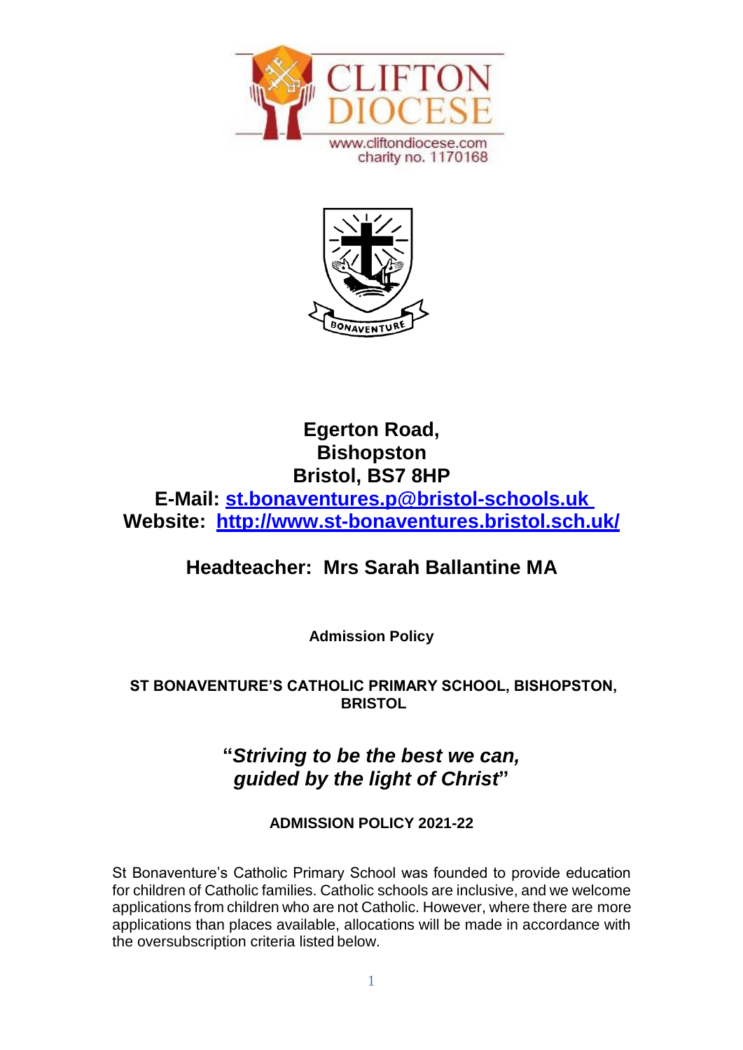CLIFTON DIOCESE
www.cliftondiocese.com
charity no. 1170168

BONAVENTURE

**Egerton Road,**
**Bishopston**
**Bristol, BS7 8HP**
**E-Mail: [st.bonaventures.p@bristol-schools.uk](mailto:st.bonaventures.p@bristol-schools.uk)**
**Website: [http://www.st-bonaventures.bristol.sch.uk/](http://www.st-bonaventures.bristol.sch.uk/)**

## Headteacher: Mrs Sarah Ballantine MA

**Admission Policy**

**ST BONAVENTURE'S CATHOLIC PRIMARY SCHOOL, BISHOPSTON, BRISTOL**

**"*Striving to be the best we can, guided by the light of Christ*"**

**ADMISSION POLICY 2021-22**

St Bonaventure's Catholic Primary School was founded to provide education for children of Catholic families. Catholic schools are inclusive, and we welcome applications from children who are not Catholic. However, where there are more applications than places available, allocations will be made in accordance with the oversubscription criteria listed below.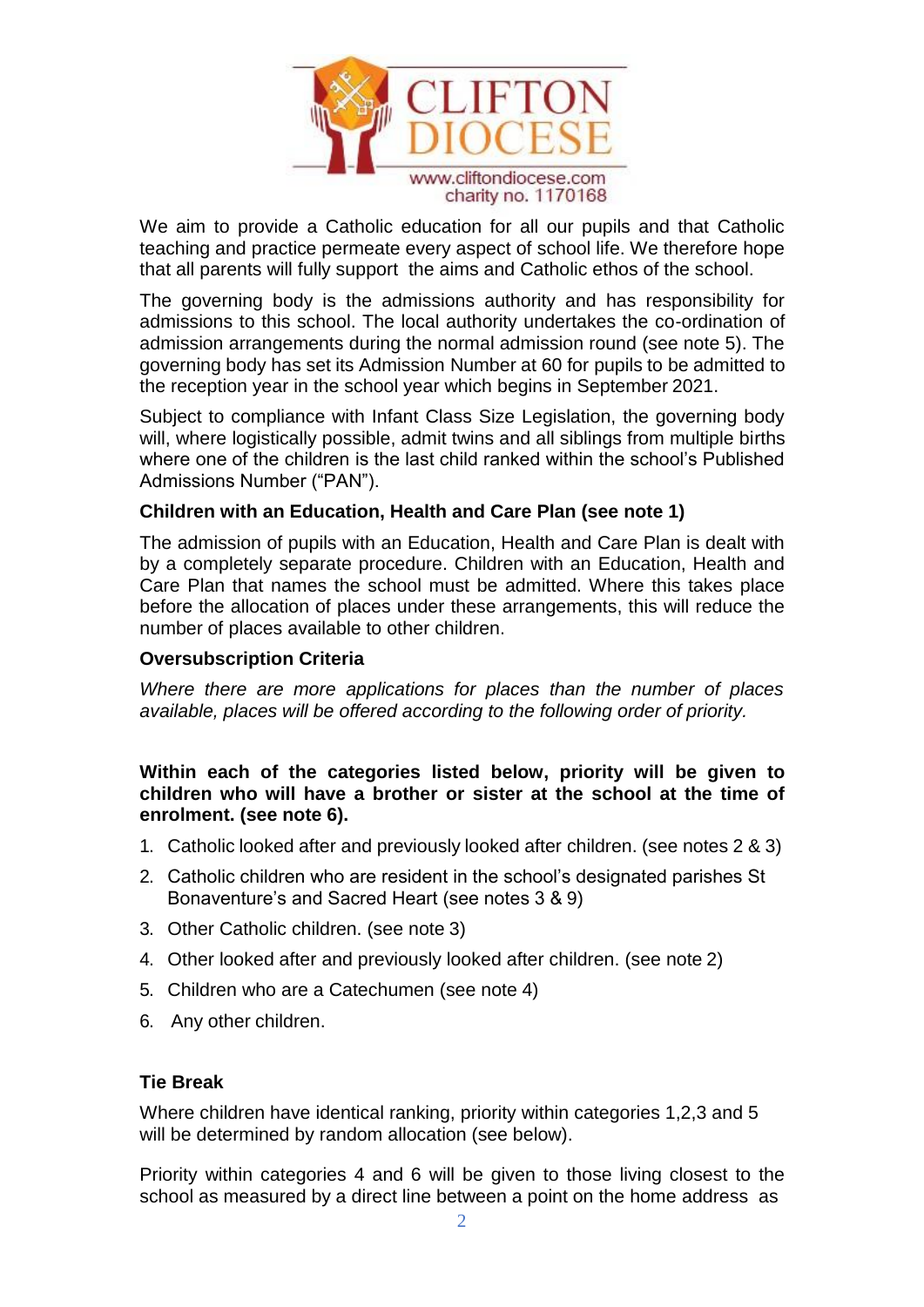CLIFTON DIOCESE

www.cliftondiocese.com
charity no. 1170168

We aim to provide a Catholic education for all our pupils and that Catholic teaching and practice permeate every aspect of school life. We therefore hope that all parents will fully support the aims and Catholic ethos of the school.

The governing body is the admissions authority and has responsibility for admissions to this school. The local authority undertakes the co-ordination of admission arrangements during the normal admission round (see note 5). The governing body has set its Admission Number at 60 for pupils to be admitted to the reception year in the school year which begins in September 2021.

Subject to compliance with Infant Class Size Legislation, the governing body will, where logistically possible, admit twins and all siblings from multiple births where one of the children is the last child ranked within the school's Published Admissions Number ("PAN").

**Children with an Education, Health and Care Plan (see note 1)**

The admission of pupils with an Education, Health and Care Plan is dealt with by a completely separate procedure. Children with an Education, Health and Care Plan that names the school must be admitted. Where this takes place before the allocation of places under these arrangements, this will reduce the number of places available to other children.

**Oversubscription Criteria**

*Where there are more applications for places than the number of places available, places will be offered according to the following order of priority.*

**Within each of the categories listed below, priority will be given to children who will have a brother or sister at the school at the time of enrolment. (see note 6).**

1. Catholic looked after and previously looked after children. (see notes 2 & 3)
2. Catholic children who are resident in the school's designated parishes St Bonaventure's and Sacred Heart (see notes 3 & 9)
3. Other Catholic children. (see note 3)
4. Other looked after and previously looked after children. (see note 2)
5. Children who are a Catechumen (see note 4)
6. Any other children.

**Tie Break**

Where children have identical ranking, priority within categories 1,2,3 and 5 will be determined by random allocation (see below).

Priority within categories 4 and 6 will be given to those living closest to the school as measured by a direct line between a point on the home address as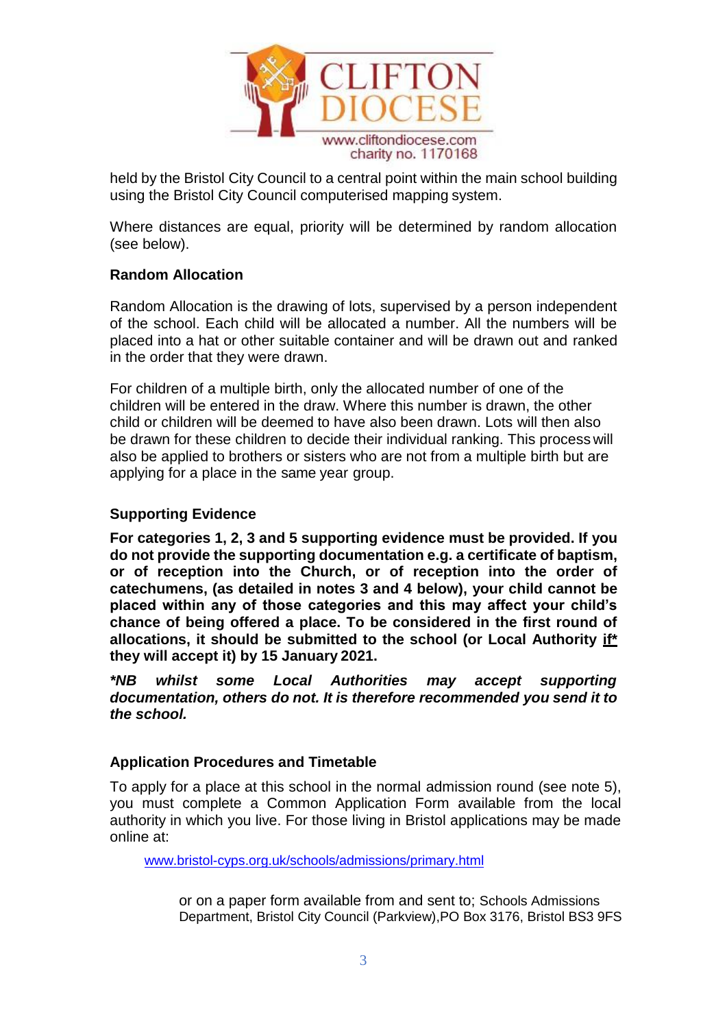held by the Bristol City Council to a central point within the main school building using the Bristol City Council computerised mapping system.

Where distances are equal, priority will be determined by random allocation (see below).

**Random Allocation**

Random Allocation is the drawing of lots, supervised by a person independent of the school. Each child will be allocated a number. All the numbers will be placed into a hat or other suitable container and will be drawn out and ranked in the order that they were drawn.

For children of a multiple birth, only the allocated number of one of the children will be entered in the draw. Where this number is drawn, the other child or children will be deemed to have also been drawn. Lots will then also be drawn for these children to decide their individual ranking. This process will also be applied to brothers or sisters who are not from a multiple birth but are applying for a place in the same year group.

**Supporting Evidence**

**For categories 1, 2, 3 and 5 supporting evidence must be provided. If you do not provide the supporting documentation e.g. a certificate of baptism, or of reception into the Church, or of reception into the order of catechumens, (as detailed in notes 3 and 4 below), your child cannot be placed within any of those categories and this may affect your child's chance of being offered a place. To be considered in the first round of allocations, it should be submitted to the school (or Local Authority <u>if*</u> they will accept it) by 15 January 2021.**

***NB whilst some Local Authorities may accept supporting documentation, others do not. It is therefore recommended you send it to the school.***

**Application Procedures and Timetable**

To apply for a place at this school in the normal admission round (see note 5), you must complete a Common Application Form available from the local authority in which you live. For those living in Bristol applications may be made online at:

www.bristol-cyps.org.uk/schools/admissions/primary.html

or on a paper form available from and sent to; Schools Admissions Department, Bristol City Council (Parkview),PO Box 3176, Bristol BS3 9FS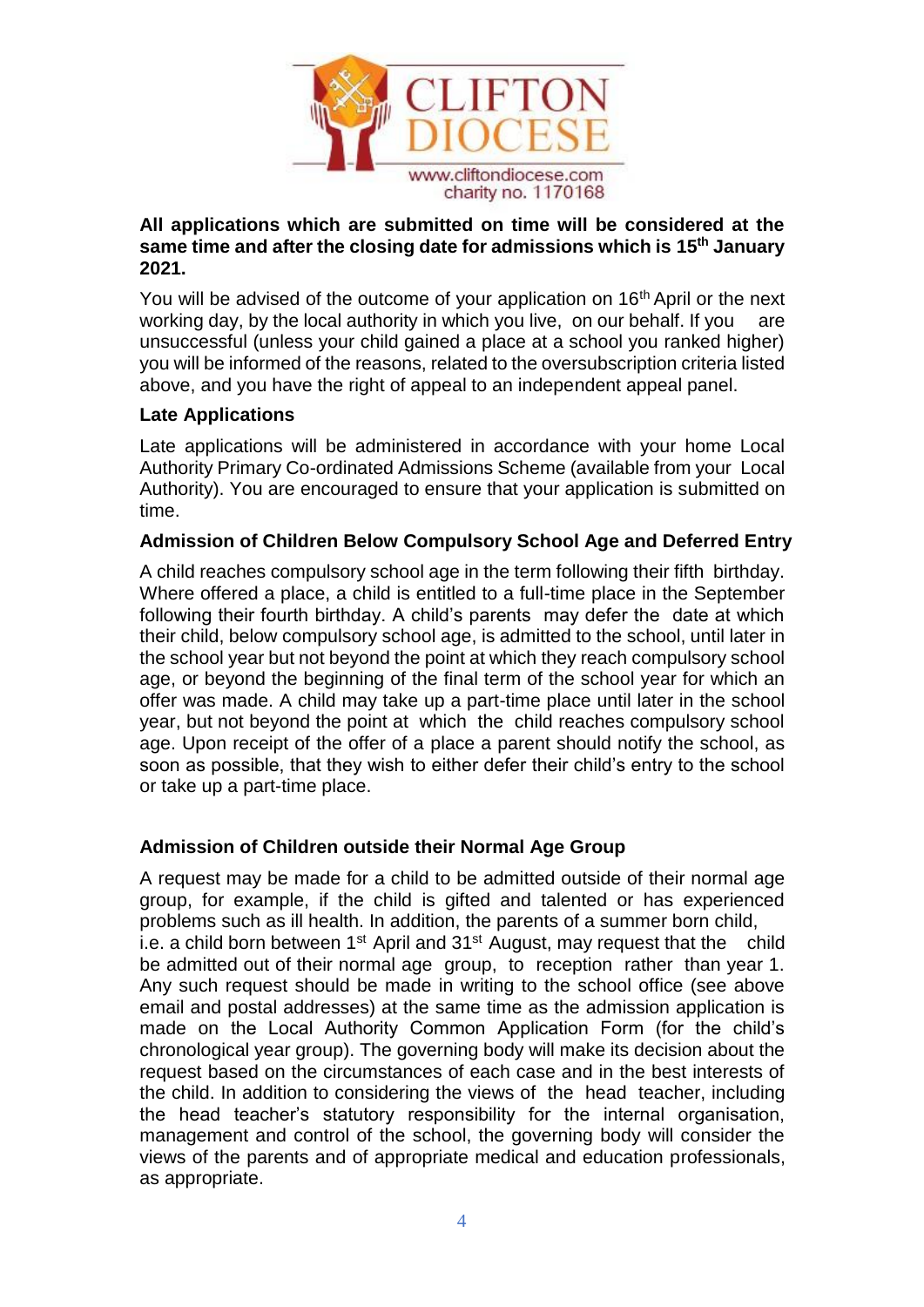**All applications which are submitted on time will be considered at the same time and after the closing date for admissions which is 15th January 2021.**

You will be advised of the outcome of your application on 16th April or the next working day, by the local authority in which you live, on our behalf. If you are unsuccessful (unless your child gained a place at a school you ranked higher) you will be informed of the reasons, related to the oversubscription criteria listed above, and you have the right of appeal to an independent appeal panel.

**Late Applications**

Late applications will be administered in accordance with your home Local Authority Primary Co-ordinated Admissions Scheme (available from your Local Authority). You are encouraged to ensure that your application is submitted on time.

**Admission of Children Below Compulsory School Age and Deferred Entry**

A child reaches compulsory school age in the term following their fifth birthday. Where offered a place, a child is entitled to a full-time place in the September following their fourth birthday. A child's parents may defer the date at which their child, below compulsory school age, is admitted to the school, until later in the school year but not beyond the point at which they reach compulsory school age, or beyond the beginning of the final term of the school year for which an offer was made. A child may take up a part-time place until later in the school year, but not beyond the point at which the child reaches compulsory school age. Upon receipt of the offer of a place a parent should notify the school, as soon as possible, that they wish to either defer their child's entry to the school or take up a part-time place.

**Admission of Children outside their Normal Age Group**

A request may be made for a child to be admitted outside of their normal age group, for example, if the child is gifted and talented or has experienced problems such as ill health. In addition, the parents of a summer born child, i.e. a child born between 1st April and 31st August, may request that the child be admitted out of their normal age group, to reception rather than year 1. Any such request should be made in writing to the school office (see above email and postal addresses) at the same time as the admission application is made on the Local Authority Common Application Form (for the child's chronological year group). The governing body will make its decision about the request based on the circumstances of each case and in the best interests of the child. In addition to considering the views of the head teacher, including the head teacher's statutory responsibility for the internal organisation, management and control of the school, the governing body will consider the views of the parents and of appropriate medical and education professionals, as appropriate.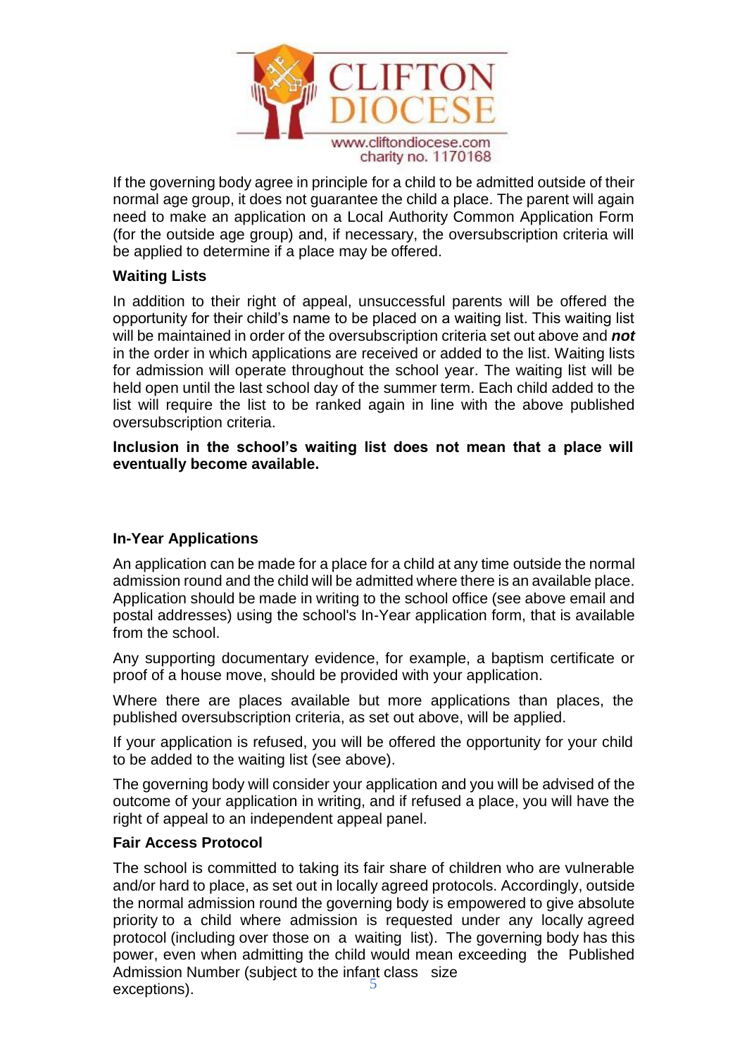If the governing body agree in principle for a child to be admitted outside of their normal age group, it does not guarantee the child a place. The parent will again need to make an application on a Local Authority Common Application Form (for the outside age group) and, if necessary, the oversubscription criteria will be applied to determine if a place may be offered.

**Waiting Lists**

In addition to their right of appeal, unsuccessful parents will be offered the opportunity for their child's name to be placed on a waiting list. This waiting list will be maintained in order of the oversubscription criteria set out above and ***not*** in the order in which applications are received or added to the list. Waiting lists for admission will operate throughout the school year. The waiting list will be held open until the last school day of the summer term. Each child added to the list will require the list to be ranked again in line with the above published oversubscription criteria.

**Inclusion in the school's waiting list does not mean that a place will eventually become available.**

**In-Year Applications**

An application can be made for a place for a child at any time outside the normal admission round and the child will be admitted where there is an available place. Application should be made in writing to the school office (see above email and postal addresses) using the school's In-Year application form, that is available from the school.

Any supporting documentary evidence, for example, a baptism certificate or proof of a house move, should be provided with your application.

Where there are places available but more applications than places, the published oversubscription criteria, as set out above, will be applied.

If your application is refused, you will be offered the opportunity for your child to be added to the waiting list (see above).

The governing body will consider your application and you will be advised of the outcome of your application in writing, and if refused a place, you will have the right of appeal to an independent appeal panel.

**Fair Access Protocol**

The school is committed to taking its fair share of children who are vulnerable and/or hard to place, as set out in locally agreed protocols. Accordingly, outside the normal admission round the governing body is empowered to give absolute priority to a child where admission is requested under any locally agreed protocol (including over those on a waiting list). The governing body has this power, even when admitting the child would mean exceeding the Published Admission Number (subject to the infant class size exceptions).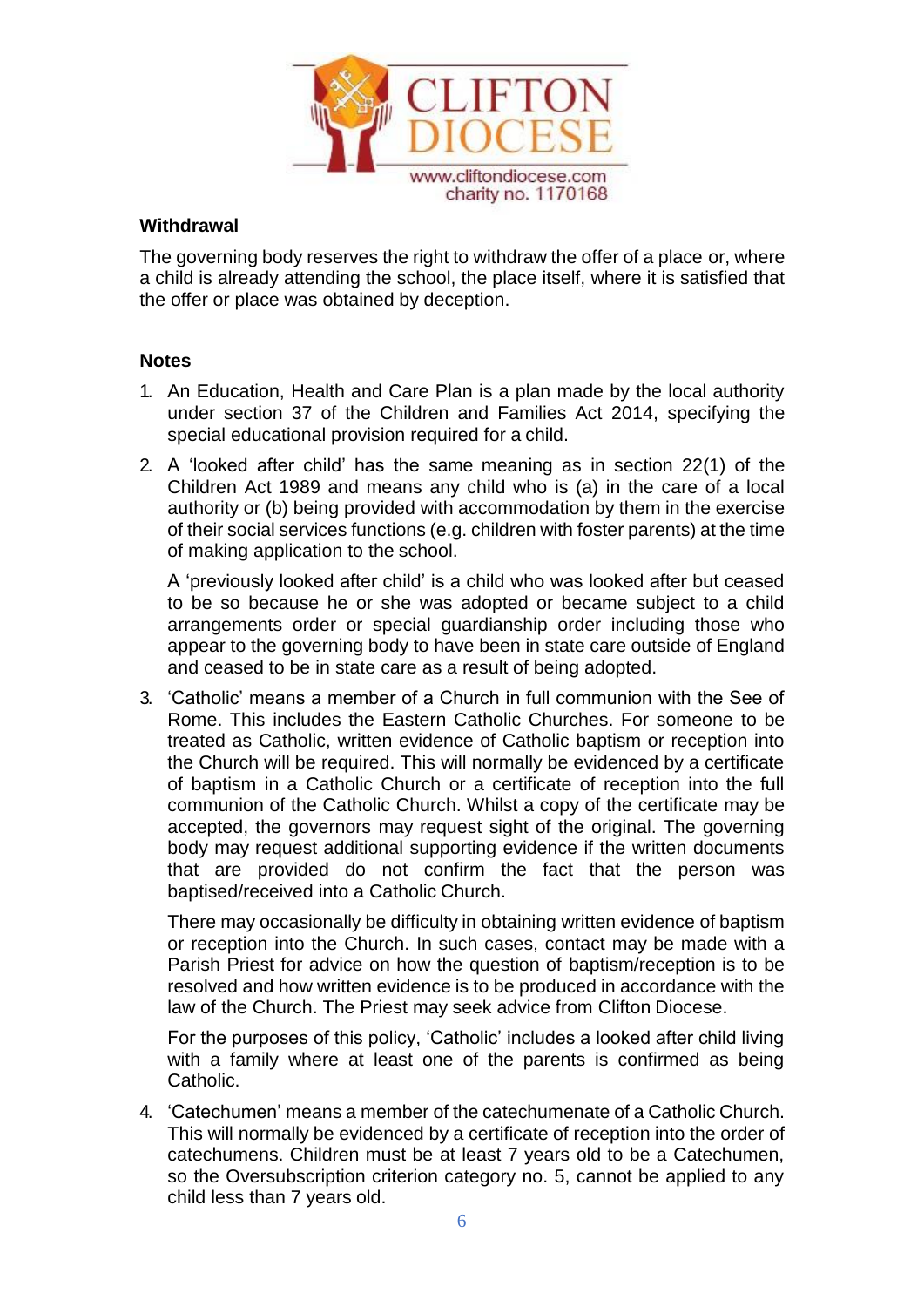### Withdrawal

The governing body reserves the right to withdraw the offer of a place or, where a child is already attending the school, the place itself, where it is satisfied that the offer or place was obtained by deception.

### Notes

1. An Education, Health and Care Plan is a plan made by the local authority under section 37 of the Children and Families Act 2014, specifying the special educational provision required for a child.
2. A 'looked after child' has the same meaning as in section 22(1) of the Children Act 1989 and means any child who is (a) in the care of a local authority or (b) being provided with accommodation by them in the exercise of their social services functions (e.g. children with foster parents) at the time of making application to the school.

   A 'previously looked after child' is a child who was looked after but ceased to be so because he or she was adopted or became subject to a child arrangements order or special guardianship order including those who appear to the governing body to have been in state care outside of England and ceased to be in state care as a result of being adopted.
3. 'Catholic' means a member of a Church in full communion with the See of Rome. This includes the Eastern Catholic Churches. For someone to be treated as Catholic, written evidence of Catholic baptism or reception into the Church will be required. This will normally be evidenced by a certificate of baptism in a Catholic Church or a certificate of reception into the full communion of the Catholic Church. Whilst a copy of the certificate may be accepted, the governors may request sight of the original. The governing body may request additional supporting evidence if the written documents that are provided do not confirm the fact that the person was baptised/received into a Catholic Church.

   There may occasionally be difficulty in obtaining written evidence of baptism or reception into the Church. In such cases, contact may be made with a Parish Priest for advice on how the question of baptism/reception is to be resolved and how written evidence is to be produced in accordance with the law of the Church. The Priest may seek advice from Clifton Diocese.

   For the purposes of this policy, 'Catholic' includes a looked after child living with a family where at least one of the parents is confirmed as being Catholic.
4. 'Catechumen' means a member of the catechumenate of a Catholic Church. This will normally be evidenced by a certificate of reception into the order of catechumens. Children must be at least 7 years old to be a Catechumen, so the Oversubscription criterion category no. 5, cannot be applied to any child less than 7 years old.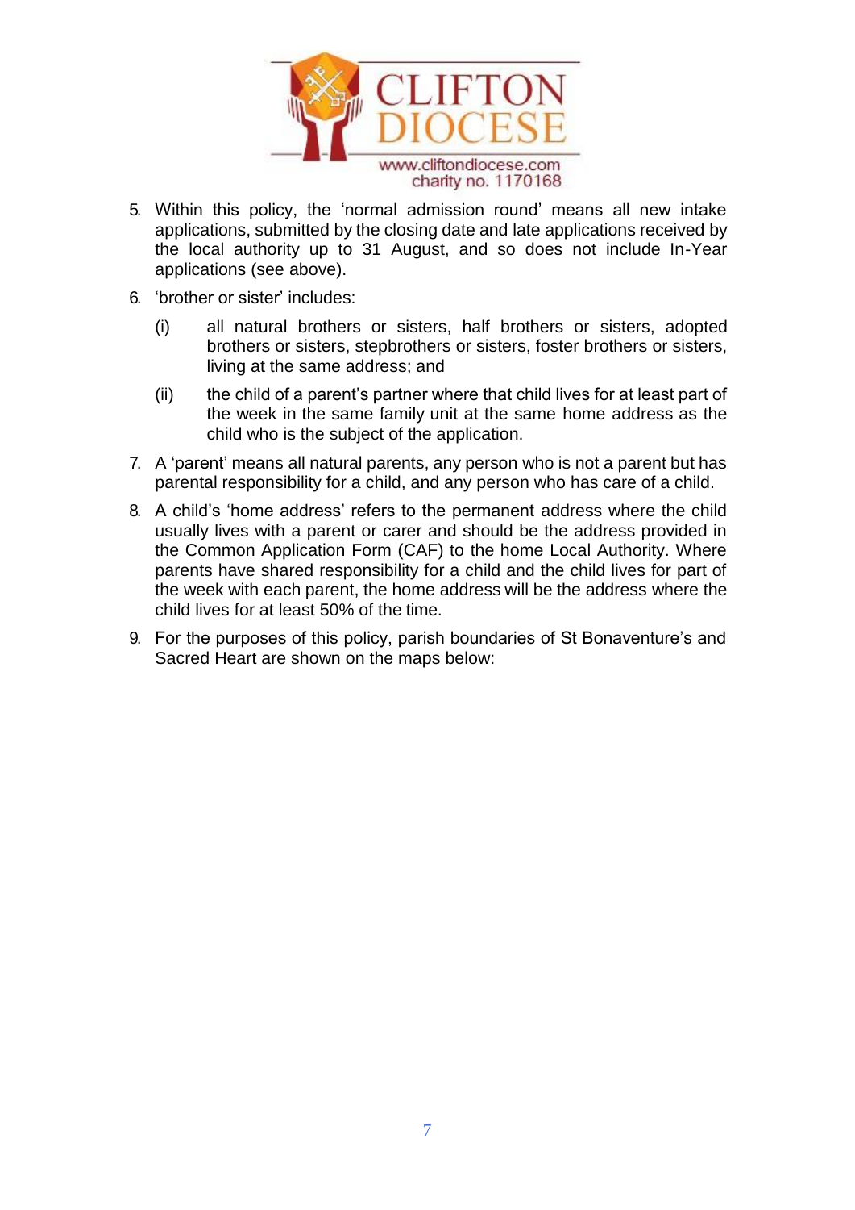5. Within this policy, the 'normal admission round' means all new intake applications, submitted by the closing date and late applications received by the local authority up to 31 August, and so does not include In-Year applications (see above).
6. 'brother or sister' includes:
   - (i) all natural brothers or sisters, half brothers or sisters, adopted brothers or sisters, stepbrothers or sisters, foster brothers or sisters, living at the same address; and
   - (ii) the child of a parent's partner where that child lives for at least part of the week in the same family unit at the same home address as the child who is the subject of the application.
7. A 'parent' means all natural parents, any person who is not a parent but has parental responsibility for a child, and any person who has care of a child.
8. A child's 'home address' refers to the permanent address where the child usually lives with a parent or carer and should be the address provided in the Common Application Form (CAF) to the home Local Authority. Where parents have shared responsibility for a child and the child lives for part of the week with each parent, the home address will be the address where the child lives for at least 50% of the time.
9. For the purposes of this policy, parish boundaries of St Bonaventure's and Sacred Heart are shown on the maps below: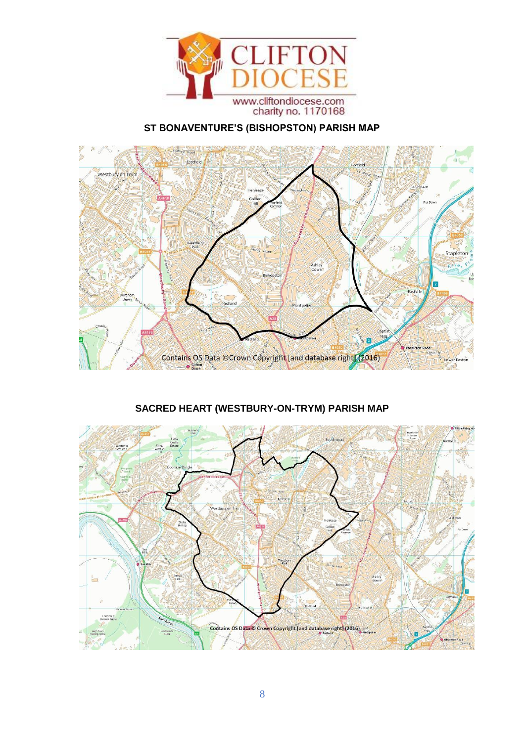CLIFTON DIOCESE

www.cliftondiocese.com
charity no. 1170168

## ST BONAVENTURE'S (BISHOPSTON) PARISH MAP

Contains OS Data ©Crown Copyright [and database right] (2016)

## SACRED HEART (WESTBURY-ON-TRYM) PARISH MAP

Contains OS Data © Crown Copyright [and database right] (2016)